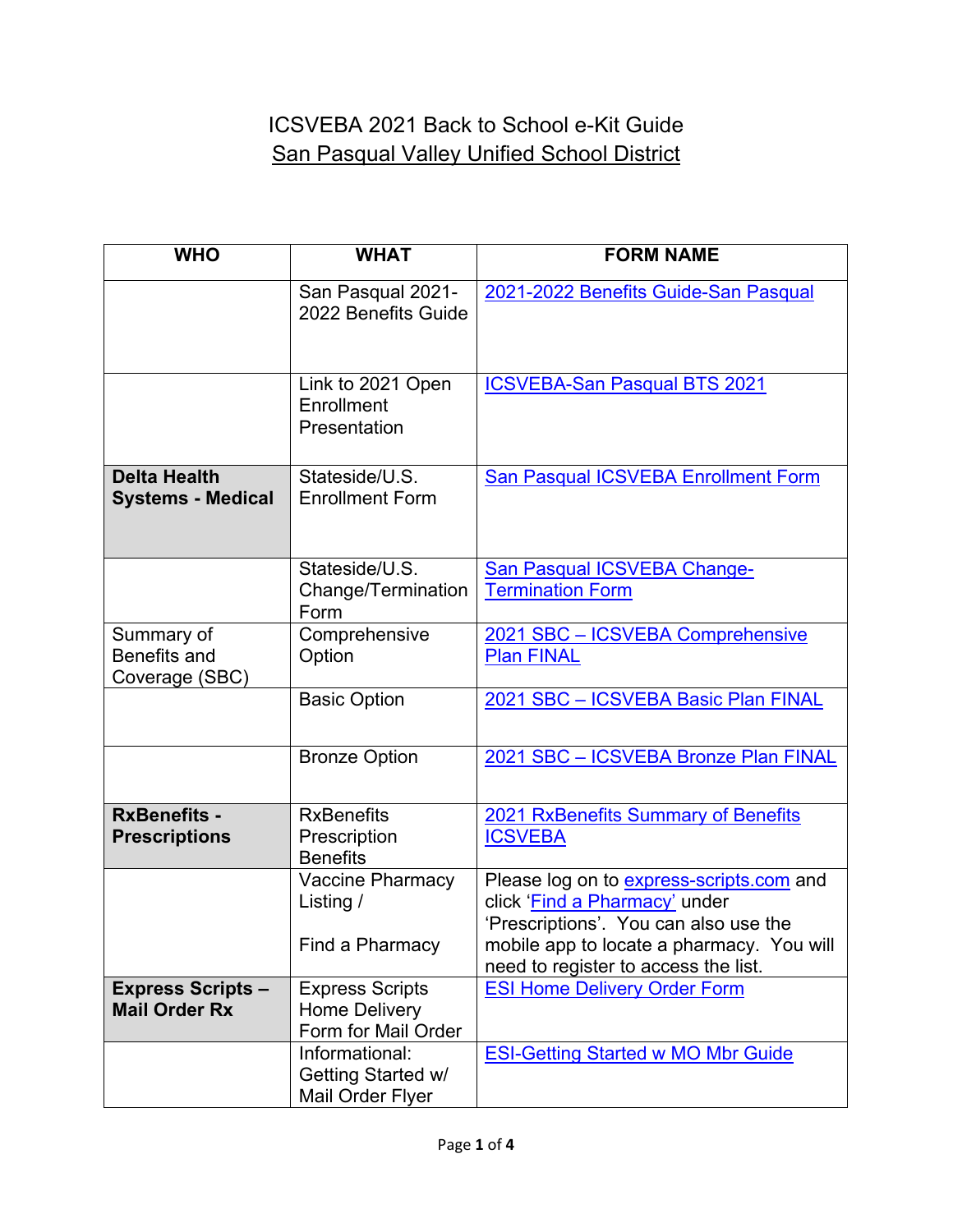# ICSVEBA 2021 Back to School e-Kit Guide

## San Pasqual Valley Unified School District

| WHO | WHAT | FORM NAME |
|---|---|---|
| | San Pasqual 2021-2022 Benefits Guide | 2021-2022 Benefits Guide-San Pasqual |
| | Link to 2021 Open Enrollment Presentation | ICSVEBA-San Pasqual BTS 2021 |
| **Delta Health Systems - Medical** | Stateside/U.S. Enrollment Form | San Pasqual ICSVEBA Enrollment Form |
| | Stateside/U.S. Change/Termination Form | San Pasqual ICSVEBA Change-Termination Form |
| Summary of Benefits and Coverage (SBC) | Comprehensive Option | 2021 SBC – ICSVEBA Comprehensive Plan FINAL |
| | Basic Option | 2021 SBC – ICSVEBA Basic Plan FINAL |
| | Bronze Option | 2021 SBC – ICSVEBA Bronze Plan FINAL |
| **RxBenefits - Prescriptions** | RxBenefits Prescription Benefits | 2021 RxBenefits Summary of Benefits ICSVEBA |
| | Vaccine Pharmacy Listing / Find a Pharmacy | Please log on to express-scripts.com and click 'Find a Pharmacy' under 'Prescriptions'. You can also use the mobile app to locate a pharmacy. You will need to register to access the list. |
| **Express Scripts – Mail Order Rx** | Express Scripts Home Delivery Form for Mail Order | ESI Home Delivery Order Form |
| | Informational: Getting Started w/ Mail Order Flyer | ESI-Getting Started w MO Mbr Guide |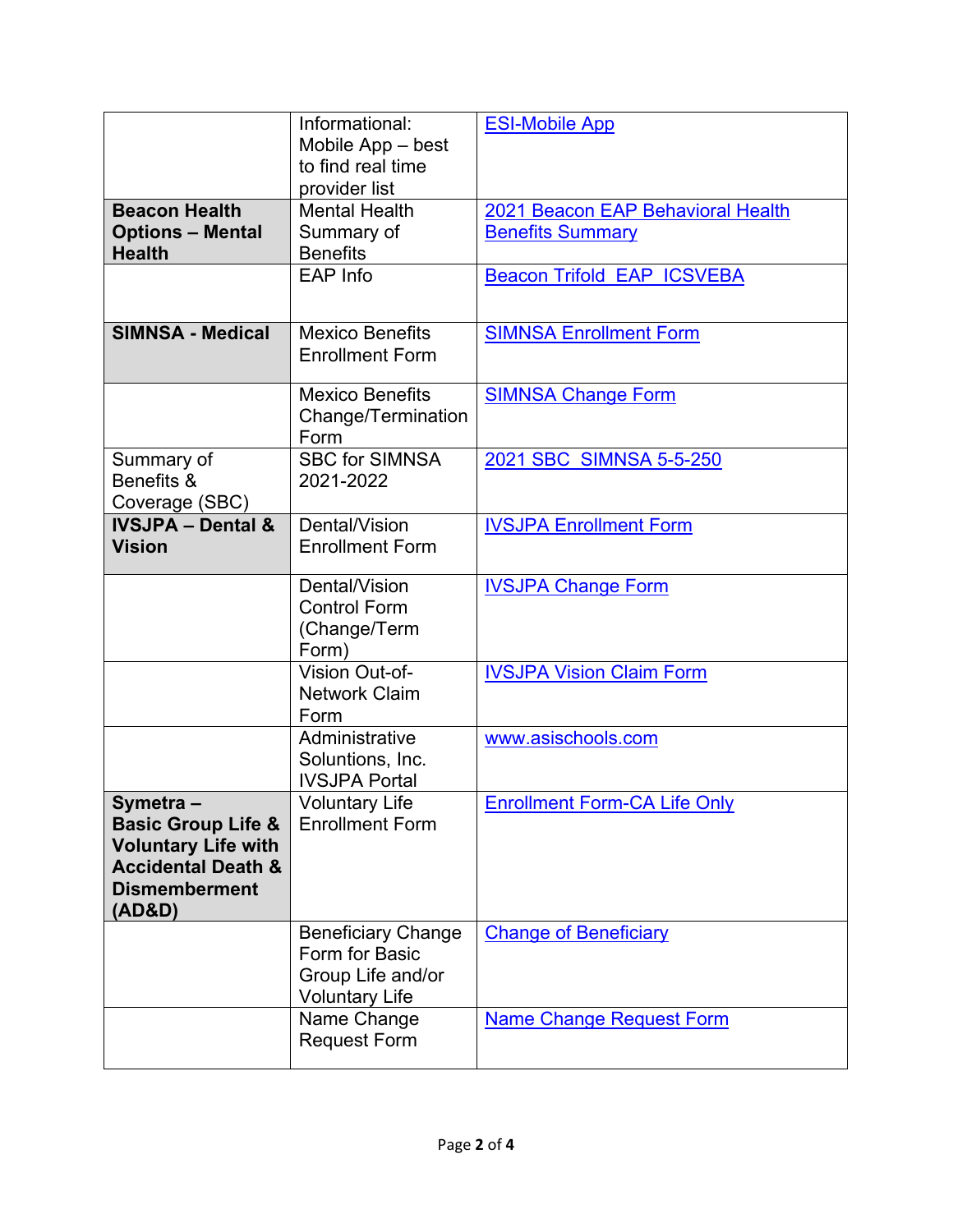| | | |
|---|---|---|
| | Informational: Mobile App – best to find real time provider list | ESI-Mobile App |
| **Beacon Health Options – Mental Health** | Mental Health Summary of Benefits | 2021 Beacon EAP Behavioral Health Benefits Summary |
| | EAP Info | Beacon Trifold EAP ICSVEBA |
| **SIMNSA - Medical** | Mexico Benefits Enrollment Form | SIMNSA Enrollment Form |
| | Mexico Benefits Change/Termination Form | SIMNSA Change Form |
| Summary of Benefits & Coverage (SBC) | SBC for SIMNSA 2021-2022 | 2021 SBC SIMNSA 5-5-250 |
| **IVSJPA – Dental & Vision** | Dental/Vision Enrollment Form | IVSJPA Enrollment Form |
| | Dental/Vision Control Form (Change/Term Form) | IVSJPA Change Form |
| | Vision Out-of-Network Claim Form | IVSJPA Vision Claim Form |
| | Administrative Soluntions, Inc. IVSJPA Portal | www.asischools.com |
| **Symetra – Basic Group Life & Voluntary Life with Accidental Death & Dismemberment (AD&D)** | Voluntary Life Enrollment Form | Enrollment Form-CA Life Only |
| | Beneficiary Change Form for Basic Group Life and/or Voluntary Life | Change of Beneficiary |
| | Name Change Request Form | Name Change Request Form |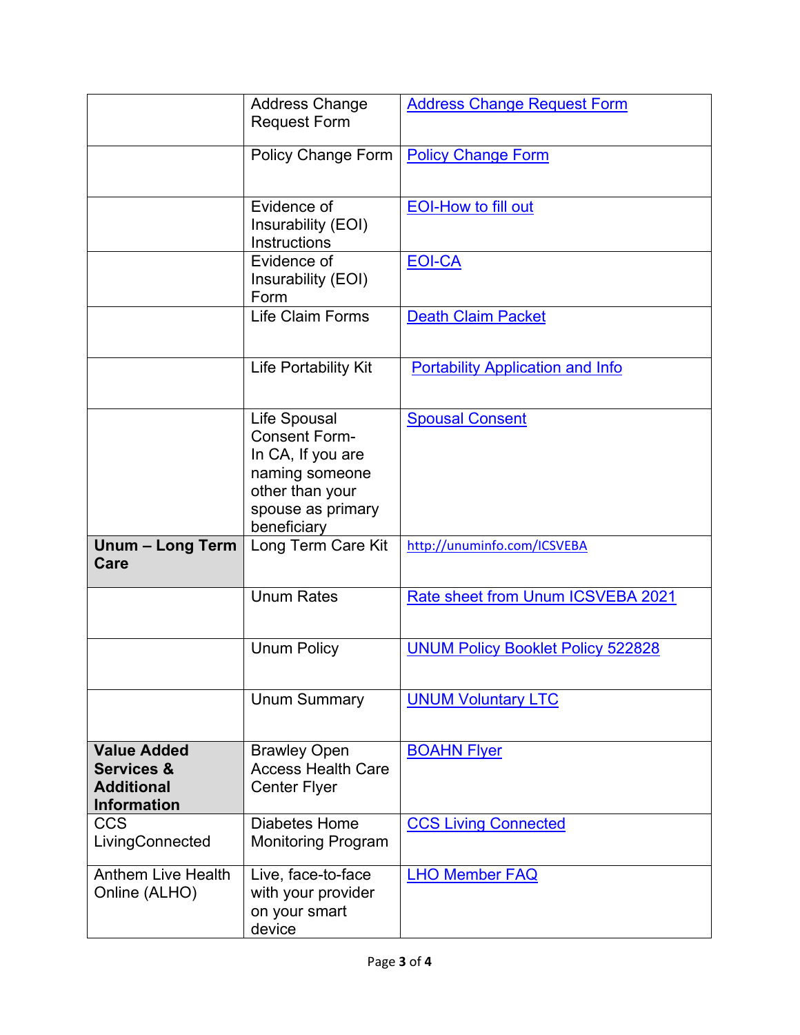| | | |
|---|---|---|
| | Address Change Request Form | Address Change Request Form |
| | Policy Change Form | Policy Change Form |
| | Evidence of Insurability (EOI) Instructions | EOI-How to fill out |
| | Evidence of Insurability (EOI) Form | EOI-CA |
| | Life Claim Forms | Death Claim Packet |
| | Life Portability Kit | Portability Application and Info |
| | Life Spousal Consent Form- In CA, If you are naming someone other than your spouse as primary beneficiary | Spousal Consent |
| **Unum – Long Term Care** | Long Term Care Kit | http://unuminfo.com/ICSVEBA |
| | Unum Rates | Rate sheet from Unum ICSVEBA 2021 |
| | Unum Policy | UNUM Policy Booklet Policy 522828 |
| | Unum Summary | UNUM Voluntary LTC |
| **Value Added Services & Additional Information** | Brawley Open Access Health Care Center Flyer | BOAHN Flyer |
| CCS LivingConnected | Diabetes Home Monitoring Program | CCS Living Connected |
| Anthem Live Health Online (ALHO) | Live, face-to-face with your provider on your smart device | LHO Member FAQ |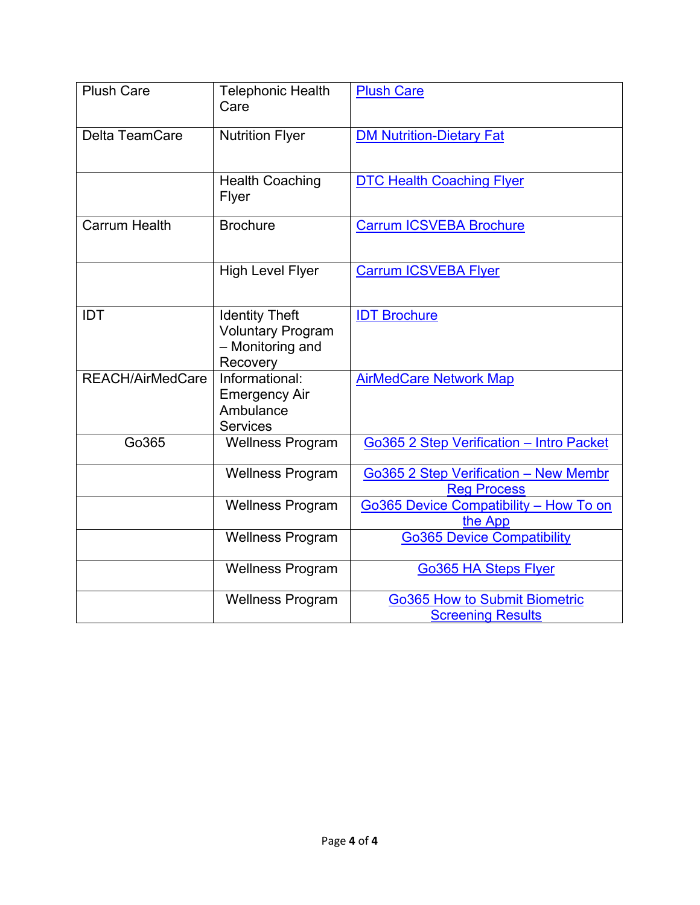| | | |
|---|---|---|
| Plush Care | Telephonic Health Care | Plush Care |
| Delta TeamCare | Nutrition Flyer | DM Nutrition-Dietary Fat |
| | Health Coaching Flyer | DTC Health Coaching Flyer |
| Carrum Health | Brochure | Carrum ICSVEBA Brochure |
| | High Level Flyer | Carrum ICSVEBA Flyer |
| IDT | Identity Theft Voluntary Program – Monitoring and Recovery | IDT Brochure |
| REACH/AirMedCare | Informational: Emergency Air Ambulance Services | AirMedCare Network Map |
| Go365 | Wellness Program | Go365 2 Step Verification – Intro Packet |
| | Wellness Program | Go365 2 Step Verification – New Membr Reg Process |
| | Wellness Program | Go365 Device Compatibility – How To on the App |
| | Wellness Program | Go365 Device Compatibility |
| | Wellness Program | Go365 HA Steps Flyer |
| | Wellness Program | Go365 How to Submit Biometric Screening Results |